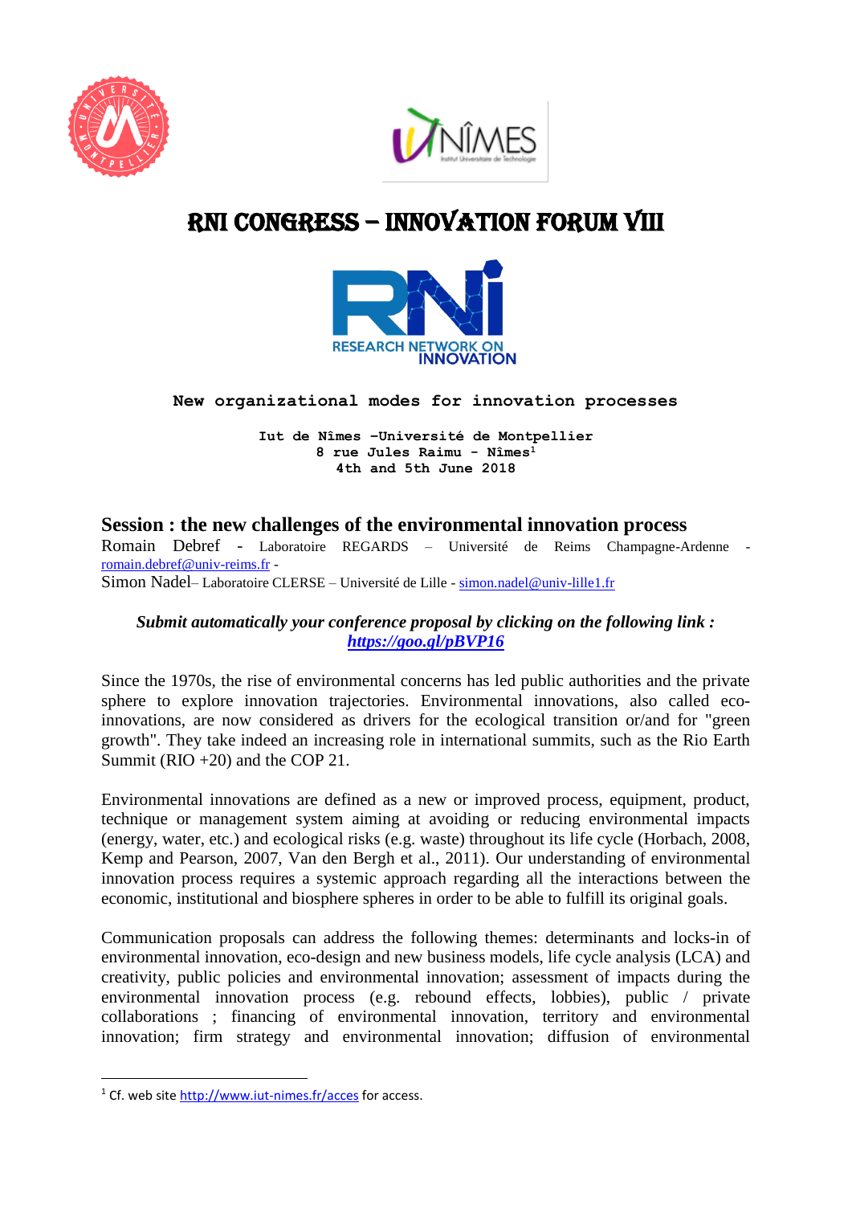# RNI CONGRESS – INNOVATION FORUM VIII

**New organizational modes for innovation processes**

**Iut de Nîmes –Université de Montpellier**
**8 rue Jules Raimu - Nîmes[1]**
**4th and 5th June 2018**

## Session : the new challenges of the environmental innovation process

Romain Debref - Laboratoire REGARDS – Université de Reims Champagne-Ardenne - romain.debref@univ-reims.fr -
Simon Nadel– Laboratoire CLERSE – Université de Lille - simon.nadel@univ-lille1.fr

***Submit automatically your conference proposal by clicking on the following link : https://goo.gl/pBVP16***

Since the 1970s, the rise of environmental concerns has led public authorities and the private sphere to explore innovation trajectories. Environmental innovations, also called eco-innovations, are now considered as drivers for the ecological transition or/and for "green growth". They take indeed an increasing role in international summits, such as the Rio Earth Summit (RIO +20) and the COP 21.

Environmental innovations are defined as a new or improved process, equipment, product, technique or management system aiming at avoiding or reducing environmental impacts (energy, water, etc.) and ecological risks (e.g. waste) throughout its life cycle (Horbach, 2008, Kemp and Pearson, 2007, Van den Bergh et al., 2011). Our understanding of environmental innovation process requires a systemic approach regarding all the interactions between the economic, institutional and biosphere spheres in order to be able to fulfill its original goals.

Communication proposals can address the following themes: determinants and locks-in of environmental innovation, eco-design and new business models, life cycle analysis (LCA) and creativity, public policies and environmental innovation; assessment of impacts during the environmental innovation process (e.g. rebound effects, lobbies), public / private collaborations ; financing of environmental innovation, territory and environmental innovation; firm strategy and environmental innovation; diffusion of environmental

[1] Cf. web site http://www.iut-nimes.fr/acces for access.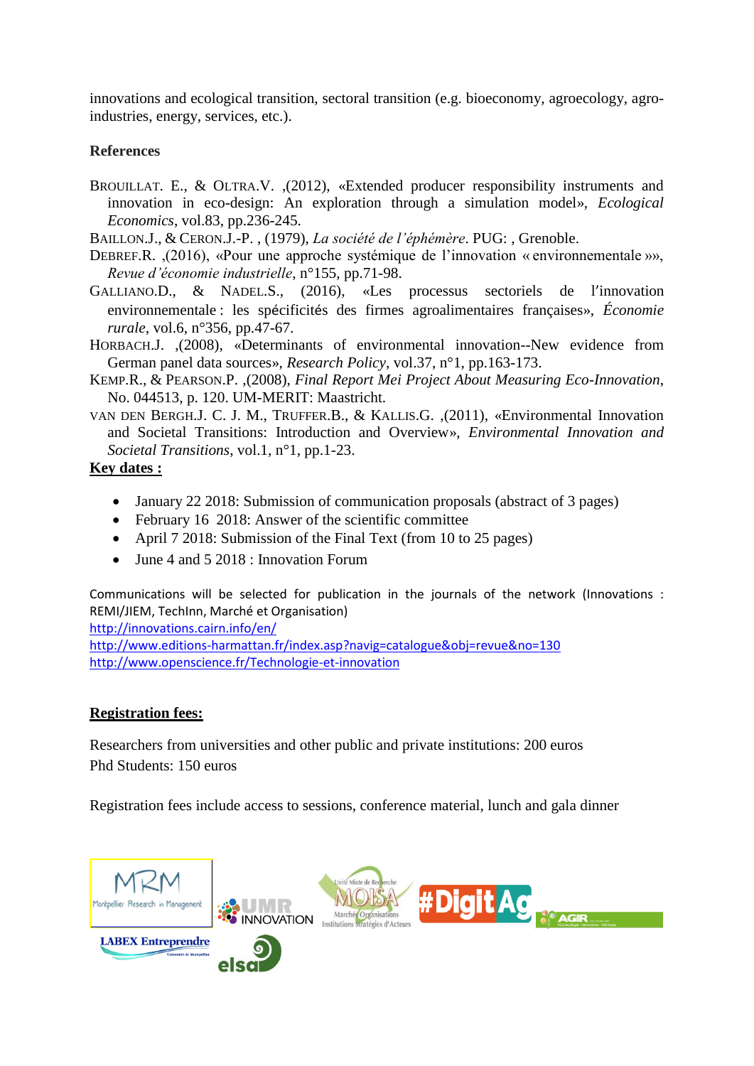innovations and ecological transition, sectoral transition (e.g. bioeconomy, agroecology, agro-industries, energy, services, etc.).

**References**

BROUILLAT. E., & OLTRA.V. ,(2012), «Extended producer responsibility instruments and innovation in eco-design: An exploration through a simulation model», *Ecological Economics*, vol.83, pp.236-245.

BAILLON.J., & CERON.J.-P. , (1979), *La société de l'éphémère*. PUG: , Grenoble.

DEBREF.R. ,(2016), «Pour une approche systémique de l'innovation « environnementale »», *Revue d'économie industrielle*, n°155, pp.71-98.

GALLIANO.D., & NADEL.S., (2016), «Les processus sectoriels de l'innovation environnementale : les spécificités des firmes agroalimentaires françaises», *Économie rurale*, vol.6, n°356, pp.47-67.

HORBACH.J. ,(2008), «Determinants of environmental innovation--New evidence from German panel data sources», *Research Policy*, vol.37, n°1, pp.163-173.

KEMP.R., & PEARSON.P. ,(2008), *Final Report Mei Project About Measuring Eco-Innovation*, No. 044513, p. 120. UM-MERIT: Maastricht.

VAN DEN BERGH.J. C. J. M., TRUFFER.B., & KALLIS.G. ,(2011), «Environmental Innovation and Societal Transitions: Introduction and Overview», *Environmental Innovation and Societal Transitions*, vol.1, n°1, pp.1-23.

**Key dates :**

- January 22 2018: Submission of communication proposals (abstract of 3 pages)
- February 16 2018: Answer of the scientific committee
- April 7 2018: Submission of the Final Text (from 10 to 25 pages)
- June 4 and 5 2018 : Innovation Forum

Communications will be selected for publication in the journals of the network (Innovations : REMI/JIEM, TechInn, Marché et Organisation)

http://innovations.cairn.info/en/

http://www.editions-harmattan.fr/index.asp?navig=catalogue&obj=revue&no=130

http://www.openscience.fr/Technologie-et-innovation

**Registration fees:**

Researchers from universities and other public and private institutions: 200 euros
Phd Students: 150 euros

Registration fees include access to sessions, conference material, lunch and gala dinner